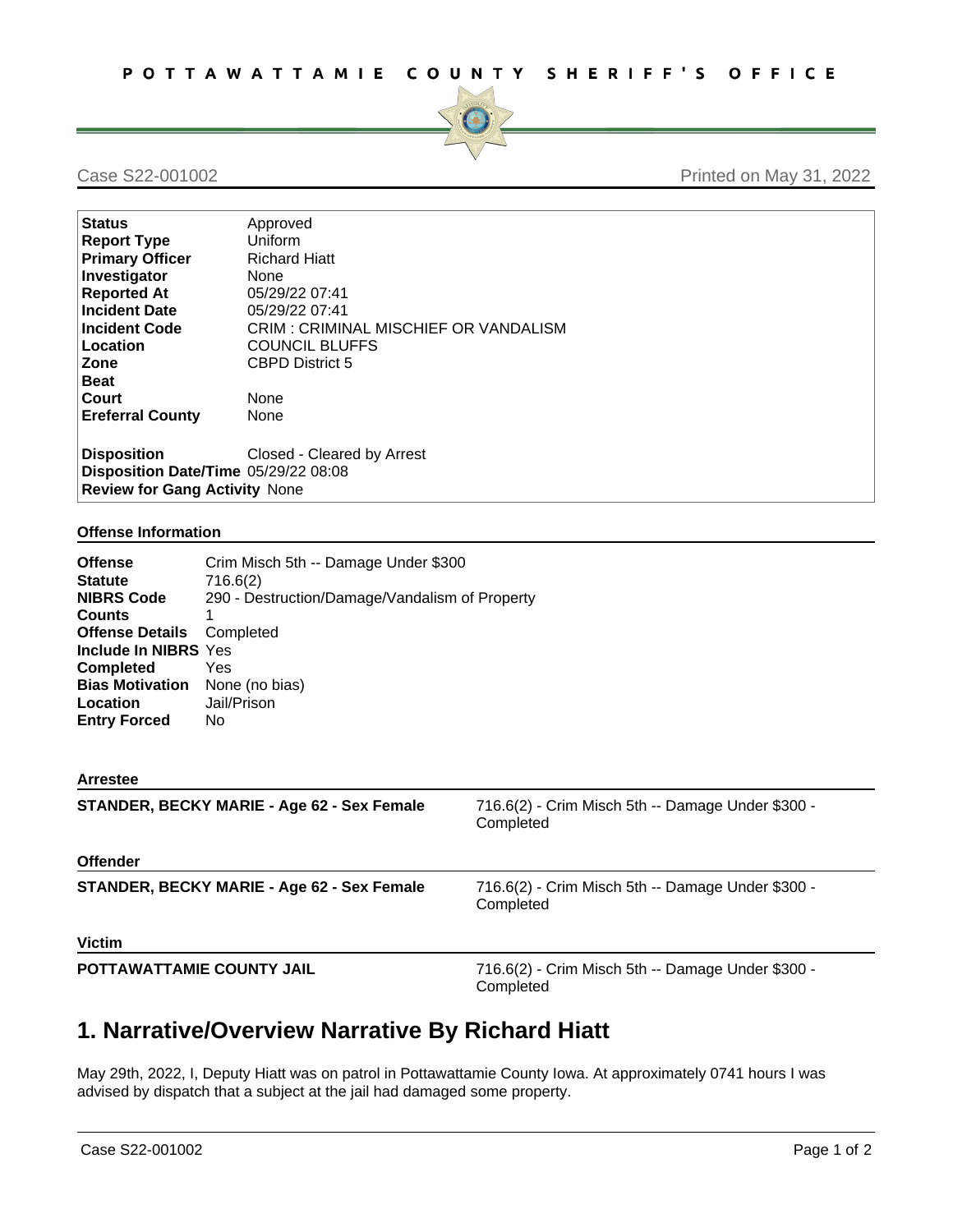POTTAWATTAMIE COUNTY SHERIFF'S OFFICE

Case S22-001002

Printed on May 31, 2022

| | |
|---|---|
| **Status** | Approved |
| **Report Type** | Uniform |
| **Primary Officer** | Richard Hiatt |
| **Investigator** | None |
| **Reported At** | 05/29/22 07:41 |
| **Incident Date** | 05/29/22 07:41 |
| **Incident Code** | CRIM : CRIMINAL MISCHIEF OR VANDALISM |
| **Location** | COUNCIL BLUFFS |
| **Zone** | CBPD District 5 |
| **Beat** | |
| **Court** | None |
| **Ereferral County** | None |
| **Disposition** | Closed - Cleared by Arrest |
| **Disposition Date/Time** | 05/29/22 08:08 |
| **Review for Gang Activity** | None |

### Offense Information

| | |
|---|---|
| **Offense** | Crim Misch 5th -- Damage Under $300 |
| **Statute** | 716.6(2) |
| **NIBRS Code** | 290 - Destruction/Damage/Vandalism of Property |
| **Counts** | 1 |
| **Offense Details** | Completed |
| **Include In NIBRS** | Yes |
| **Completed** | Yes |
| **Bias Motivation** | None (no bias) |
| **Location** | Jail/Prison |
| **Entry Forced** | No |

### Arrestee

| | |
|---|---|
| **STANDER, BECKY MARIE - Age 62 - Sex Female** | 716.6(2) - Crim Misch 5th -- Damage Under $300 - Completed |

### Offender

| | |
|---|---|
| **STANDER, BECKY MARIE - Age 62 - Sex Female** | 716.6(2) - Crim Misch 5th -- Damage Under $300 - Completed |

### Victim

| | |
|---|---|
| **POTTAWATTAMIE COUNTY JAIL** | 716.6(2) - Crim Misch 5th -- Damage Under $300 - Completed |

# 1. Narrative/Overview Narrative By Richard Hiatt

May 29th, 2022, I, Deputy Hiatt was on patrol in Pottawattamie County Iowa. At approximately 0741 hours I was advised by dispatch that a subject at the jail had damaged some property.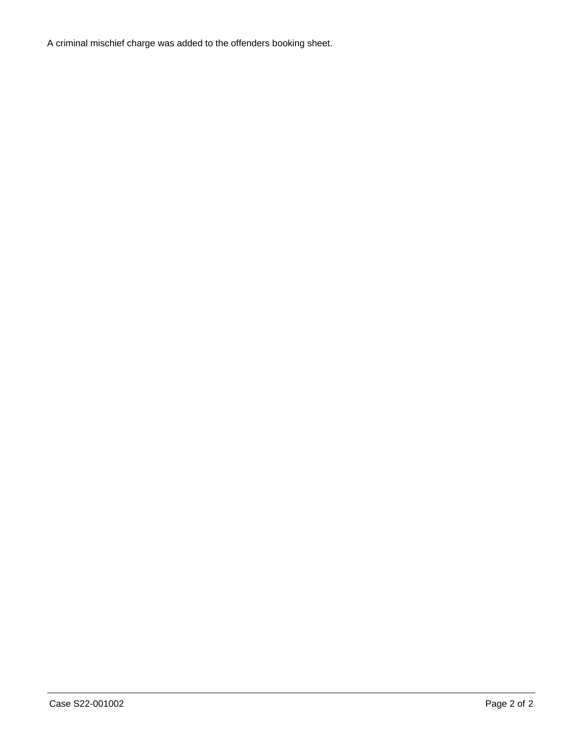A criminal mischief charge was added to the offenders booking sheet.